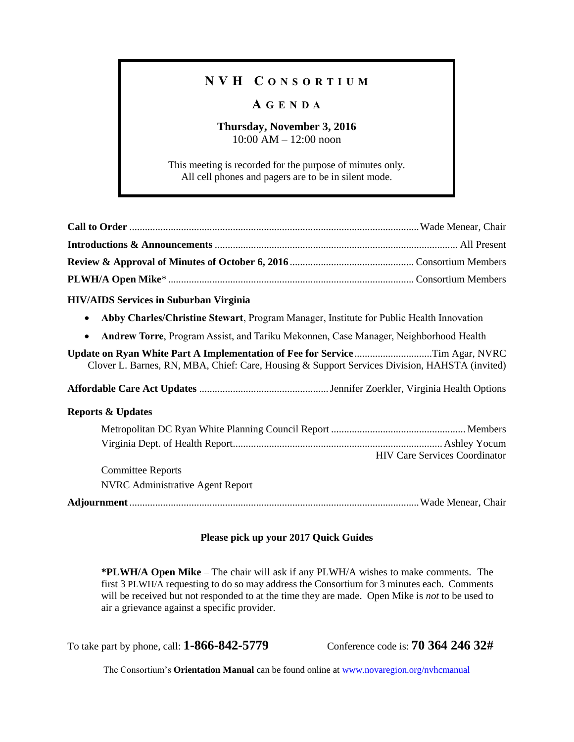# NVH Consortium

## Agenda

**Thursday, November 3, 2016**
10:00 AM – 12:00 noon

This meeting is recorded for the purpose of minutes only.
All cell phones and pagers are to be in silent mode.

**Call to Order** ............................................................. Wade Menear, Chair

**Introductions & Announcements** ............................................................. All Present

**Review & Approval of Minutes of October 6, 2016** ............................................................. Consortium Members

**PLWH/A Open Mike*** ............................................................. Consortium Members

**HIV/AIDS Services in Suburban Virginia**

- **Abby Charles/Christine Stewart**, Program Manager, Institute for Public Health Innovation
- **Andrew Torre**, Program Assist, and Tariku Mekonnen, Case Manager, Neighborhood Health

**Update on Ryan White Part A Implementation of Fee for Service** ............................................................. Tim Agar, NVRC
Clover L. Barnes, RN, MBA, Chief: Care, Housing & Support Services Division, HAHSTA (invited)

**Affordable Care Act Updates** ............................................................. Jennifer Zoerkler, Virginia Health Options

**Reports & Updates**

Metropolitan DC Ryan White Planning Council Report ............................................................. Members
Virginia Dept. of Health Report ............................................................. Ashley Yocum
HIV Care Services Coordinator

Committee Reports

NVRC Administrative Agent Report

**Adjournment** ............................................................. Wade Menear, Chair

**Please pick up your 2017 Quick Guides**

***PLWH/A Open Mike** – The chair will ask if any PLWH/A wishes to make comments. The first 3 PLWH/A requesting to do so may address the Consortium for 3 minutes each. Comments will be received but not responded to at the time they are made. Open Mike is *not* to be used to air a grievance against a specific provider.

To take part by phone, call: **1-866-842-5779** Conference code is: **70 364 246 32#**

The Consortium's **Orientation Manual** can be found online at www.novaregion.org/nvhcmanual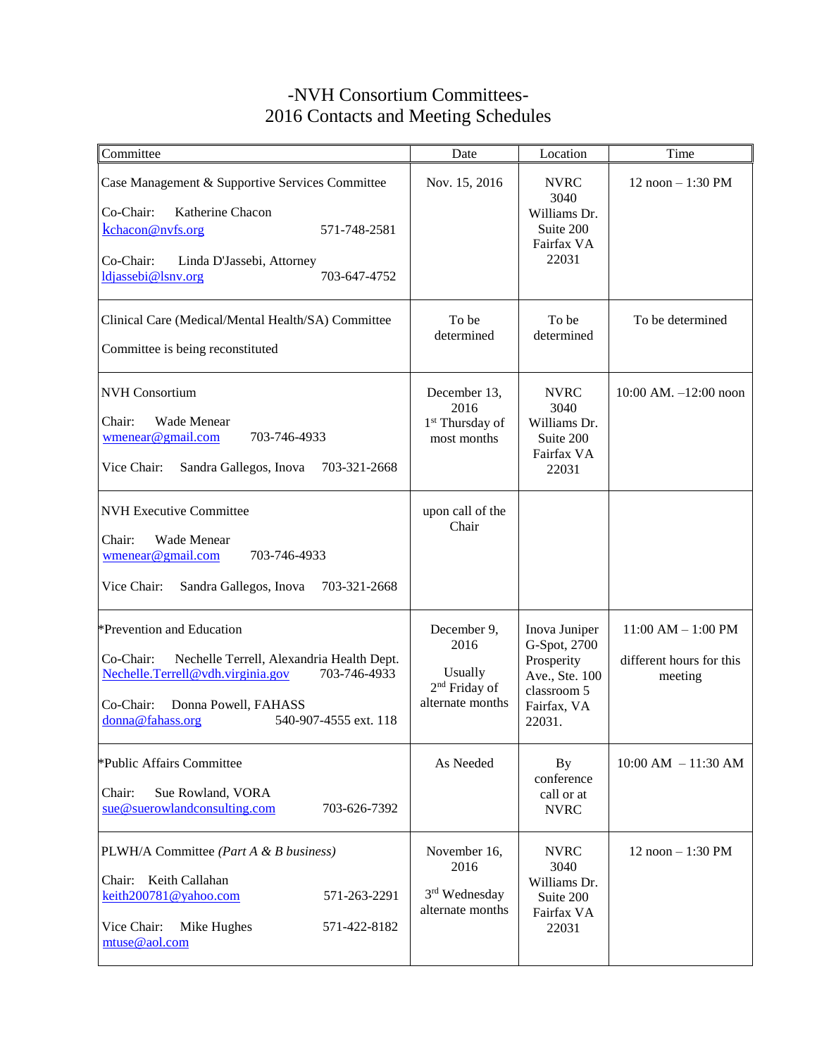# -NVH Consortium Committees-
# 2016 Contacts and Meeting Schedules

| Committee | Date | Location | Time |
|---|---|---|---|
| Case Management & Supportive Services Committee<br><br>Co-Chair: Katherine Chacon<br>kchacon@nvfs.org 571-748-2581<br><br>Co-Chair: Linda D'Jassebi, Attorney<br>ldjassebi@lsnv.org 703-647-4752 | Nov. 15, 2016 | NVRC 3040 Williams Dr. Suite 200 Fairfax VA 22031 | 12 noon – 1:30 PM |
| Clinical Care (Medical/Mental Health/SA) Committee<br><br>Committee is being reconstituted | To be determined | To be determined | To be determined |
| NVH Consortium<br><br>Chair: Wade Menear<br>wmenear@gmail.com 703-746-4933<br><br>Vice Chair: Sandra Gallegos, Inova 703-321-2668 | December 13, 2016<br>1st Thursday of most months | NVRC 3040 Williams Dr. Suite 200 Fairfax VA 22031 | 10:00 AM. –12:00 noon |
| NVH Executive Committee<br><br>Chair: Wade Menear<br>wmenear@gmail.com 703-746-4933<br><br>Vice Chair: Sandra Gallegos, Inova 703-321-2668 | upon call of the Chair | | |
| *Prevention and Education<br><br>Co-Chair: Nechelle Terrell, Alexandria Health Dept.<br>Nechelle.Terrell@vdh.virginia.gov 703-746-4933<br><br>Co-Chair: Donna Powell, FAHASS<br>donna@fahass.org 540-907-4555 ext. 118 | December 9, 2016<br><br>Usually 2nd Friday of alternate months | Inova Juniper G-Spot, 2700 Prosperity Ave., Ste. 100 classroom 5 Fairfax, VA 22031. | 11:00 AM – 1:00 PM<br><br>different hours for this meeting |
| *Public Affairs Committee<br><br>Chair: Sue Rowland, VORA<br>sue@suerowlandconsulting.com 703-626-7392 | As Needed | By conference call or at NVRC | 10:00 AM – 11:30 AM |
| PLWH/A Committee *(Part A & B business)*<br><br>Chair: Keith Callahan<br>keith200781@yahoo.com 571-263-2291<br><br>Vice Chair: Mike Hughes 571-422-8182<br>mtuse@aol.com | November 16, 2016<br><br>3rd Wednesday alternate months | NVRC 3040 Williams Dr. Suite 200 Fairfax VA 22031 | 12 noon – 1:30 PM |